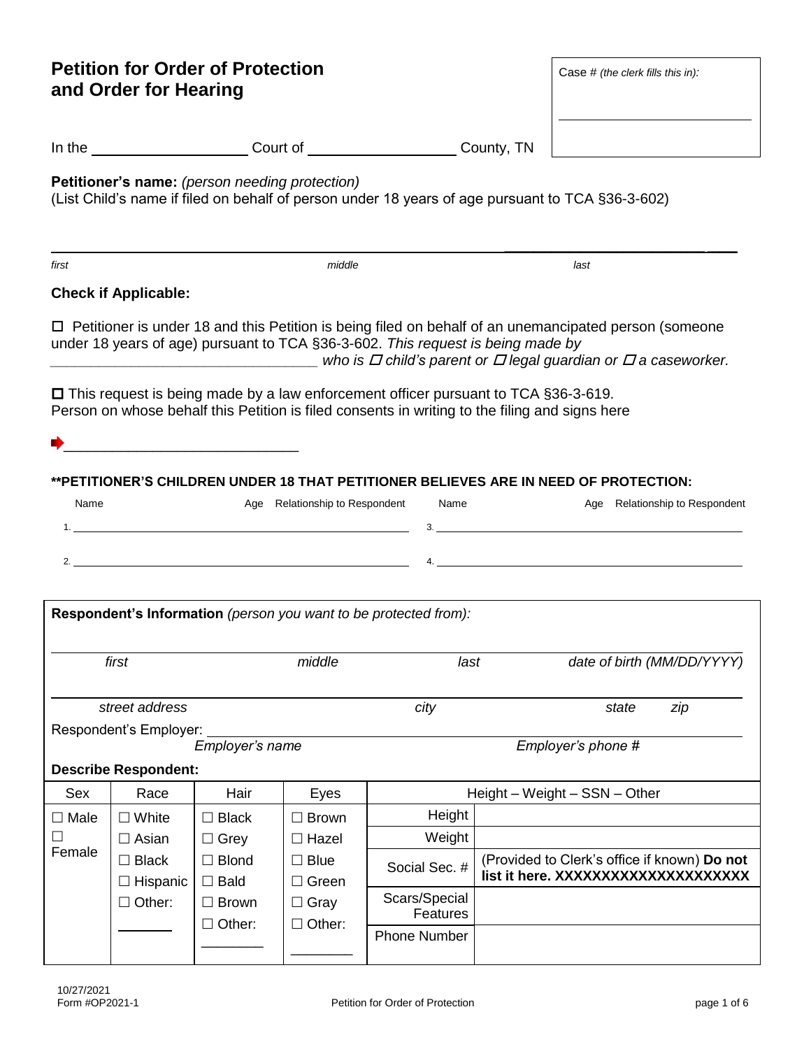# Petition for Order of Protection and Order for Hearing

Case # *(the clerk fills this in):*

\_\_\_\_\_\_\_\_\_\_\_\_\_\_\_\_\_\_\_\_

In the \_\_\_\_\_\_\_\_\_\_\_\_\_\_\_\_\_\_ Court of \_\_\_\_\_\_\_\_\_\_\_\_\_\_\_\_\_\_ County, TN

**Petitioner's name:** *(person needing protection)*
(List Child's name if filed on behalf of person under 18 years of age pursuant to TCA §36-3-602)

\_\_\_\_\_\_\_\_\_\_\_\_\_\_\_\_\_\_\_\_\_\_\_\_\_\_\_\_\_\_\_\_\_\_\_\_\_\_\_\_\_\_\_\_\_\_\_\_\_\_\_\_\_\_\_\_\_\_\_\_
*first* *middle* *last*

**Check if Applicable:**

☐ Petitioner is under 18 and this Petition is being filed on behalf of an unemancipated person (someone under 18 years of age) pursuant to TCA §36-3-602. *This request is being made by*
\_\_\_\_\_\_\_\_\_\_\_\_\_\_\_\_\_\_\_\_\_\_\_\_\_\_\_\_\_\_\_\_\_\_\_ *who is ☐ child's parent or ☐ legal guardian or ☐ a caseworker.*

☐ This request is being made by a law enforcement officer pursuant to TCA §36-3-619.
Person on whose behalf this Petition is filed consents in writing to the filing and signs here

➧\_\_\_\_\_\_\_\_\_\_\_\_\_\_\_\_\_\_\_\_\_\_\_\_\_\_\_\_\_\_

**\*\*PETITIONER'S CHILDREN UNDER 18 THAT PETITIONER BELIEVES ARE IN NEED OF PROTECTION:**

| Name | Age | Relationship to Respondent | Name | Age | Relationship to Respondent |
|---|---|---|---|---|---|
| 1. | | | 3. | | |
| 2. | | | 4. | | |

**Respondent's Information** *(person you want to be protected from):*

\_\_\_\_\_\_\_\_\_\_\_\_\_\_\_\_\_\_\_\_\_\_\_\_\_\_\_\_\_\_\_\_\_\_\_\_\_\_\_\_\_\_\_\_\_\_\_\_\_\_\_\_\_\_\_\_\_\_\_\_
*first* *middle* *last* *date of birth (MM/DD/YYYY)*

\_\_\_\_\_\_\_\_\_\_\_\_\_\_\_\_\_\_\_\_\_\_\_\_\_\_\_\_\_\_\_\_\_\_\_\_\_\_\_\_\_\_\_\_\_\_\_\_\_\_\_\_\_\_\_\_\_\_\_\_
*street address* *city* *state* *zip*

Respondent's Employer: \_\_\_\_\_\_\_\_\_\_\_\_\_\_\_\_\_\_\_\_\_\_\_\_\_\_\_\_\_\_\_\_\_\_\_\_\_\_\_\_\_\_
*Employer's name* *Employer's phone #*

**Describe Respondent:**

| Sex | Race | Hair | Eyes | Height – Weight – SSN – Other | |
|---|---|---|---|---|---|
| ☐ Male | ☐ White | ☐ Black | ☐ Brown | Height | |
| ☐ Female | ☐ Asian | ☐ Grey | ☐ Hazel | Weight | |
| | ☐ Black | ☐ Blond | ☐ Blue | Social Sec. # | (Provided to Clerk's office if known) **Do not list it here. XXXXXXXXXXXXXXXXXXXX** |
| | ☐ Hispanic | ☐ Bald | ☐ Green | | |
| | ☐ Other: \_\_\_\_\_\_ | ☐ Brown | ☐ Gray | Scars/Special Features | |
| | | ☐ Other: \_\_\_\_\_\_ | ☐ Other: \_\_\_\_\_\_ | Phone Number | |

10/27/2021
Form #OP2021-1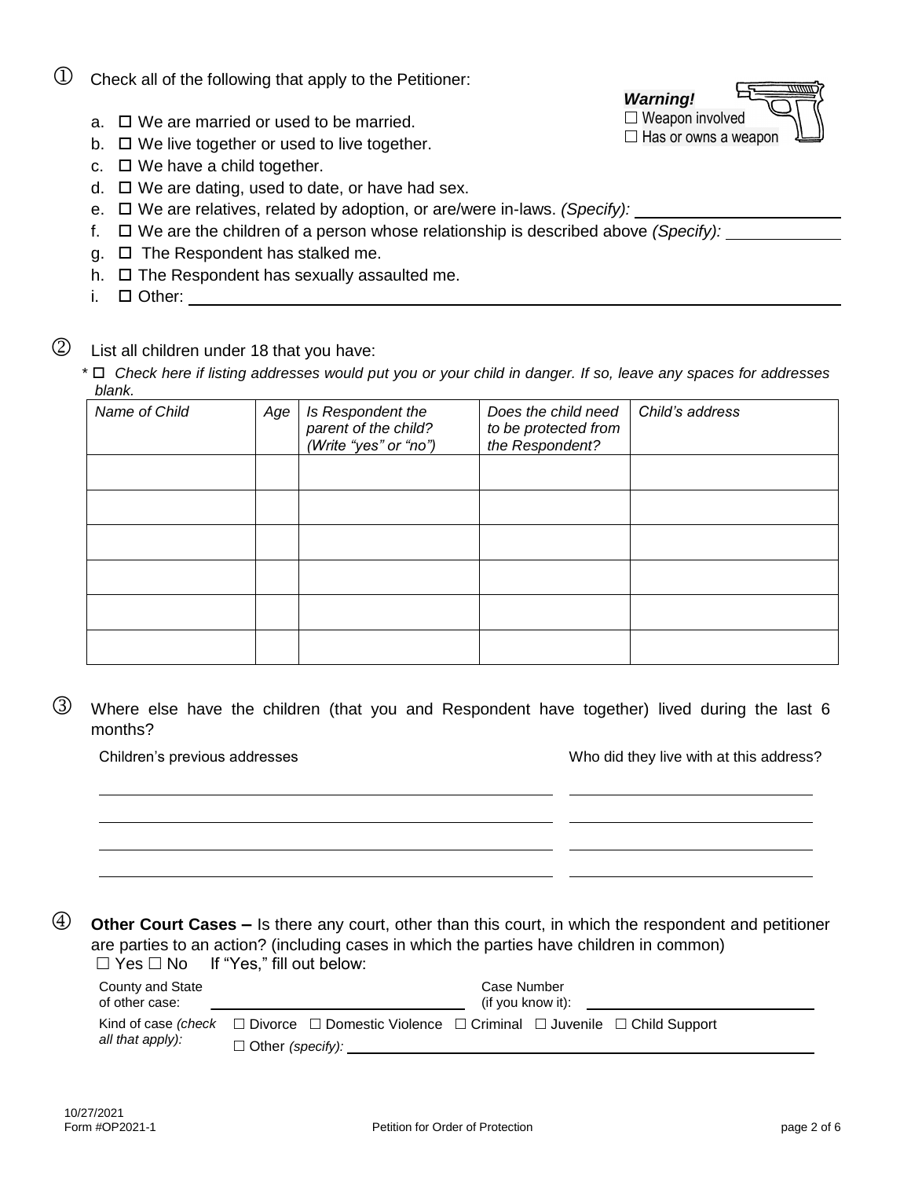① Check all of the following that apply to the Petitioner:

***Warning!***
☐ Weapon involved
☐ Has or owns a weapon

a. ☐ We are married or used to be married.
b. ☐ We live together or used to live together.
c. ☐ We have a child together.
d. ☐ We are dating, used to date, or have had sex.
e. ☐ We are relatives, related by adoption, or are/were in-laws. *(Specify):* ____________________
f. ☐ We are the children of a person whose relationship is described above *(Specify):* ____________
g. ☐ The Respondent has stalked me.
h. ☐ The Respondent has sexually assaulted me.
i. ☐ Other: ________________________________________________________________

② List all children under 18 that you have:

\* ☐ *Check here if listing addresses would put you or your child in danger. If so, leave any spaces for addresses blank.*

| *Name of Child* | *Age* | *Is Respondent the parent of the child? (Write "yes" or "no")* | *Does the child need to be protected from the Respondent?* | *Child's address* |
|---|---|---|---|---|
| | | | | |
| | | | | |
| | | | | |
| | | | | |
| | | | | |
| | | | | |

③ Where else have the children (that you and Respondent have together) lived during the last 6 months?

| Children's previous addresses | Who did they live with at this address? |
|---|---|
| | |
| | |
| | |
| | |

④ **Other Court Cases –** Is there any court, other than this court, in which the respondent and petitioner are parties to an action? (including cases in which the parties have children in common)

☐ Yes ☐ No If "Yes," fill out below:

County and State of other case: ____________________ Case Number (if you know it): ____________________

Kind of case *(check all that apply)*: ☐ Divorce ☐ Domestic Violence ☐ Criminal ☐ Juvenile ☐ Child Support
☐ Other *(specify)*: ____________________

10/27/2021
Form #OP2021-1 Petition for Order of Protection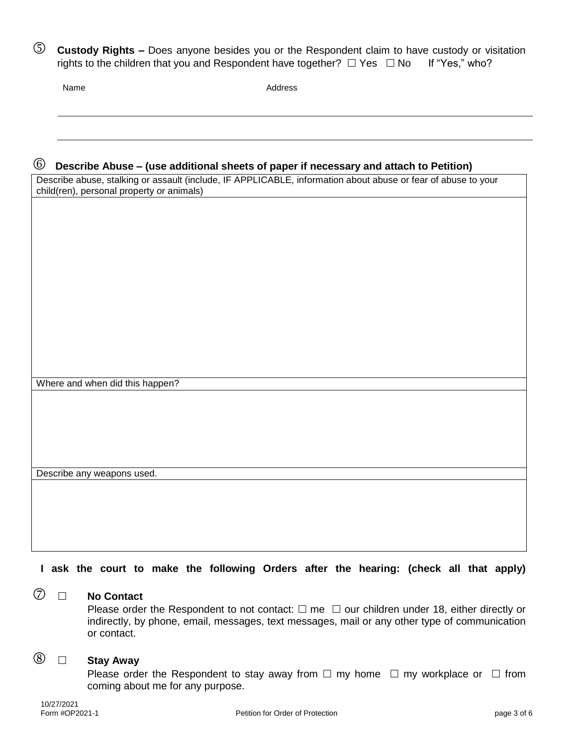⑤ **Custody Rights –** Does anyone besides you or the Respondent claim to have custody or visitation rights to the children that you and Respondent have together? ☐ Yes ☐ No If "Yes," who?

| Name | Address |
| --- | --- |
| | |
| | |

⑥ **Describe Abuse – (use additional sheets of paper if necessary and attach to Petition)**

| Describe abuse, stalking or assault (include, IF APPLICABLE, information about abuse or fear of abuse to your child(ren), personal property or animals) |
| --- |
| |
| Where and when did this happen? |
| |
| Describe any weapons used. |
| |

**I ask the court to make the following Orders after the hearing: (check all that apply)**

⑦ ☐ **No Contact**

Please order the Respondent to not contact: ☐ me ☐ our children under 18, either directly or indirectly, by phone, email, messages, text messages, mail or any other type of communication or contact.

⑧ ☐ **Stay Away**

Please order the Respondent to stay away from ☐ my home ☐ my workplace or ☐ from coming about me for any purpose.

10/27/2021
Form #OP2021-1 Petition for Order of Protection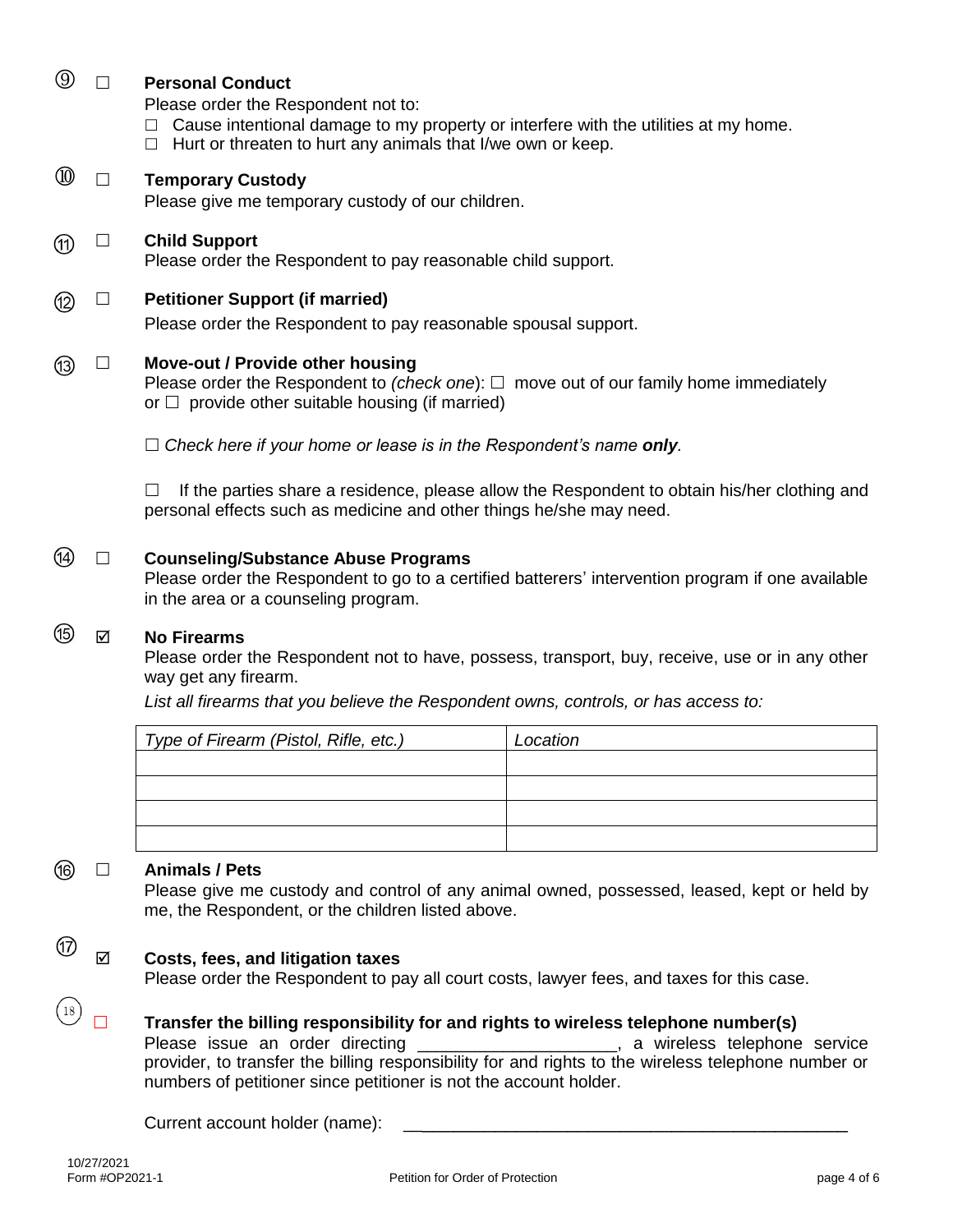⑨ ☐ **Personal Conduct**

Please order the Respondent not to:

☐ Cause intentional damage to my property or interfere with the utilities at my home.

☐ Hurt or threaten to hurt any animals that I/we own or keep.

⑩ ☐ **Temporary Custody**

Please give me temporary custody of our children.

⑪ ☐ **Child Support**

Please order the Respondent to pay reasonable child support.

⑫ ☐ **Petitioner Support (if married)**

Please order the Respondent to pay reasonable spousal support.

⑬ ☐ **Move-out / Provide other housing**

Please order the Respondent to *(check one*): ☐ move out of our family home immediately or ☐ provide other suitable housing (if married)

☐ *Check here if your home or lease is in the Respondent's name **only**.*

☐ If the parties share a residence, please allow the Respondent to obtain his/her clothing and personal effects such as medicine and other things he/she may need.

⑭ ☐ **Counseling/Substance Abuse Programs**

Please order the Respondent to go to a certified batterers' intervention program if one available in the area or a counseling program.

⑮ ☑ **No Firearms**

Please order the Respondent not to have, possess, transport, buy, receive, use or in any other way get any firearm.

*List all firearms that you believe the Respondent owns, controls, or has access to:*

| *Type of Firearm (Pistol, Rifle, etc.)* | *Location* |
|---|---|
| | |
| | |
| | |
| | |

⑯ ☐ **Animals / Pets**

Please give me custody and control of any animal owned, possessed, leased, kept or held by me, the Respondent, or the children listed above.

⑰ ☑ **Costs, fees, and litigation taxes**

Please order the Respondent to pay all court costs, lawyer fees, and taxes for this case.

⑱ ☐ **Transfer the billing responsibility for and rights to wireless telephone number(s)**

Please issue an order directing _____________________, a wireless telephone service provider, to transfer the billing responsibility for and rights to the wireless telephone number or numbers of petitioner since petitioner is not the account holder.

Current account holder (name): ________________________________________________

10/27/2021
Form #OP2021-1 Petition for Order of Protection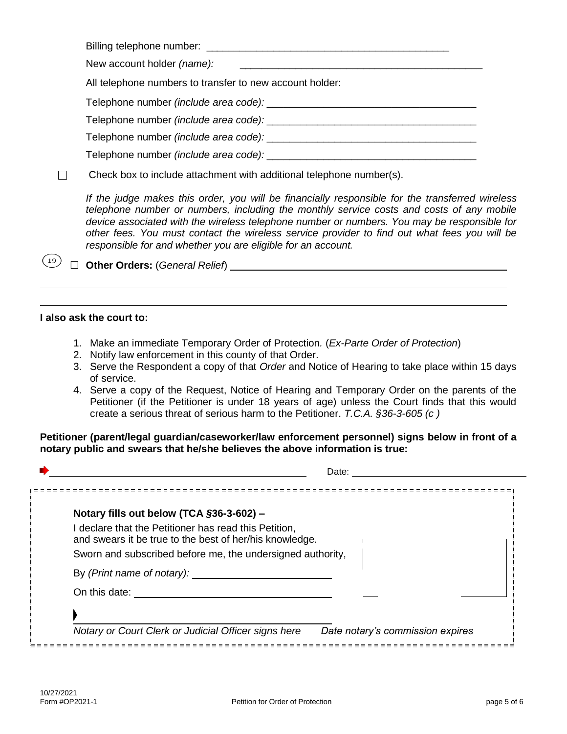Billing telephone number: ___________________________________________

New account holder *(name):* ___________________________________________

All telephone numbers to transfer to new account holder:

Telephone number *(include area code):* ___________________________________

Telephone number *(include area code):* ___________________________________

Telephone number *(include area code):* ___________________________________

Telephone number *(include area code):* ___________________________________

☐ Check box to include attachment with additional telephone number(s).

*If the judge makes this order, you will be financially responsible for the transferred wireless telephone number or numbers, including the monthly service costs and costs of any mobile device associated with the wireless telephone number or numbers. You may be responsible for other fees. You must contact the wireless service provider to find out what fees you will be responsible for and whether you are eligible for an account.*

(19) ☐ **Other Orders:** (*General Relief*) ___________________________________________

___________________________________________________________________________

___________________________________________________________________________

**I also ask the court to:**

1. Make an immediate Temporary Order of Protection. (*Ex-Parte Order of Protection*)
2. Notify law enforcement in this county of that Order.
3. Serve the Respondent a copy of that *Order* and Notice of Hearing to take place within 15 days of service.
4. Serve a copy of the Request, Notice of Hearing and Temporary Order on the parents of the Petitioner (if the Petitioner is under 18 years of age) unless the Court finds that this would create a serious threat of serious harm to the Petitioner. *T.C.A. §36-3-605 (c )*

**Petitioner (parent/legal guardian/caseworker/law enforcement personnel) signs below in front of a notary public and swears that he/she believes the above information is true:**

_______________________________________ Date: ___________________________

**Notary fills out below (TCA §36-3-602) –**

I declare that the Petitioner has read this Petition, and swears it be true to the best of her/his knowledge.

Sworn and subscribed before me, the undersigned authority,

By *(Print name of notary):* ___________________________

On this date: ___________________________

___________________________

*Notary or Court Clerk or Judicial Officer signs here* *Date notary's commission expires*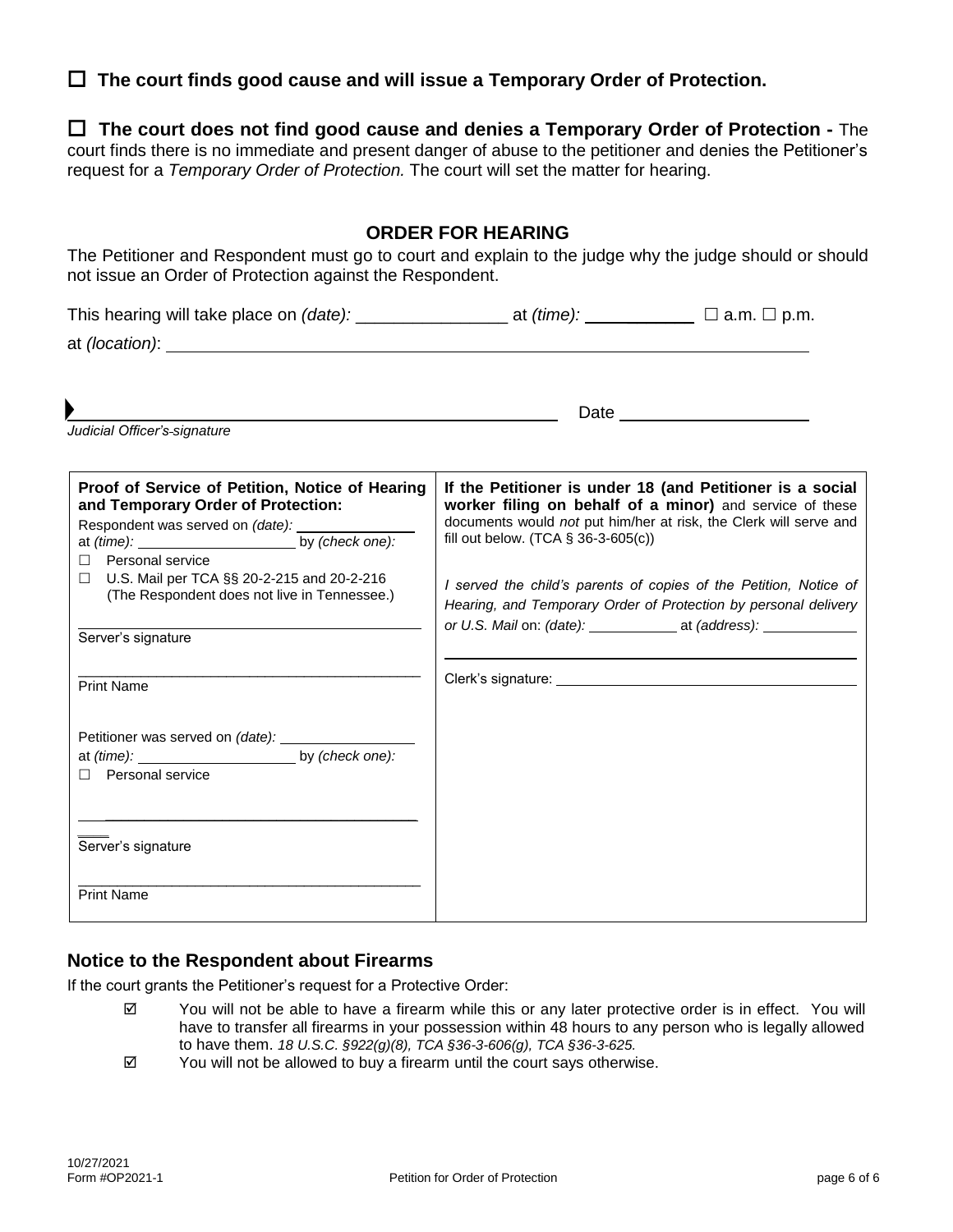☐ **The court finds good cause and will issue a Temporary Order of Protection.**

☐ **The court does not find good cause and denies a Temporary Order of Protection -** The court finds there is no immediate and present danger of abuse to the petitioner and denies the Petitioner's request for a *Temporary Order of Protection.* The court will set the matter for hearing.

## ORDER FOR HEARING

The Petitioner and Respondent must go to court and explain to the judge why the judge should or should not issue an Order of Protection against the Respondent.

This hearing will take place on *(date):* _______________ at *(time):* ___________ ☐ a.m. ☐ p.m.

at *(location)*: ____________________________________________________________

________________________________________________ Date ____________________

*Judicial Officer's signature*

| | |
|---|---|
| **Proof of Service of Petition, Notice of Hearing and Temporary Order of Protection:**<br>Respondent was served on *(date):* ______________<br>at *(time):* ____________________ by *(check one):*<br>☐ Personal service<br>☐ U.S. Mail per TCA §§ 20-2-215 and 20-2-216 (The Respondent does not live in Tennessee.)<br><br>________________________________<br>Server's signature<br><br>________________________________<br>Print Name<br><br>Petitioner was served on *(date):* ______________<br>at *(time):* ____________________ by *(check one):*<br>☐ Personal service<br><br>________________________________<br>Server's signature<br><br>________________________________<br>Print Name | **If the Petitioner is under 18 (and Petitioner is a social worker filing on behalf of a minor)** and service of these documents would *not* put him/her at risk, the Clerk will serve and fill out below. (TCA § 36-3-605(c))<br><br>*I served the child's parents of copies of the Petition, Notice of Hearing, and Temporary Order of Protection by personal delivery or U.S. Mail* on: *(date):* ___________ at *(address):* ___________<br>________________________________<br><br>Clerk's signature: ______________________ |

## Notice to the Respondent about Firearms

If the court grants the Petitioner's request for a Protective Order:

- ☑ You will not be able to have a firearm while this or any later protective order is in effect. You will have to transfer all firearms in your possession within 48 hours to any person who is legally allowed to have them. *18 U.S.C. §922(g)(8), TCA §36-3-606(g), TCA §36-3-625.*
- ☑ You will not be allowed to buy a firearm until the court says otherwise.

10/27/2021
Form #OP2021-1 Petition for Order of Protection